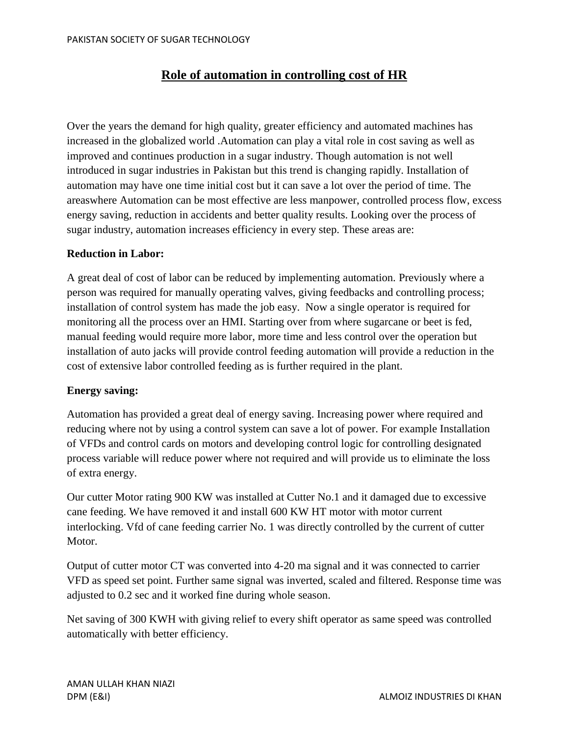# Role of automation in controlling cost of HR

Over the years the demand for high quality, greater efficiency and automated machines has increased in the globalized world .Automation can play a vital role in cost saving as well as improved and continues production in a sugar industry. Though automation is not well introduced in sugar industries in Pakistan but this trend is changing rapidly. Installation of automation may have one time initial cost but it can save a lot over the period of time. The areaswhere Automation can be most effective are less manpower, controlled process flow, excess energy saving, reduction in accidents and better quality results. Looking over the process of sugar industry, automation increases efficiency in every step. These areas are:

**Reduction in Labor:**

A great deal of cost of labor can be reduced by implementing automation. Previously where a person was required for manually operating valves, giving feedbacks and controlling process; installation of control system has made the job easy. Now a single operator is required for monitoring all the process over an HMI. Starting over from where sugarcane or beet is fed, manual feeding would require more labor, more time and less control over the operation but installation of auto jacks will provide control feeding automation will provide a reduction in the cost of extensive labor controlled feeding as is further required in the plant.

**Energy saving:**

Automation has provided a great deal of energy saving. Increasing power where required and reducing where not by using a control system can save a lot of power. For example Installation of VFDs and control cards on motors and developing control logic for controlling designated process variable will reduce power where not required and will provide us to eliminate the loss of extra energy.

Our cutter Motor rating 900 KW was installed at Cutter No.1 and it damaged due to excessive cane feeding. We have removed it and install 600 KW HT motor with motor current interlocking. Vfd of cane feeding carrier No. 1 was directly controlled by the current of cutter Motor.

Output of cutter motor CT was converted into 4-20 ma signal and it was connected to carrier VFD as speed set point. Further same signal was inverted, scaled and filtered. Response time was adjusted to 0.2 sec and it worked fine during whole season.

Net saving of 300 KWH with giving relief to every shift operator as same speed was controlled automatically with better efficiency.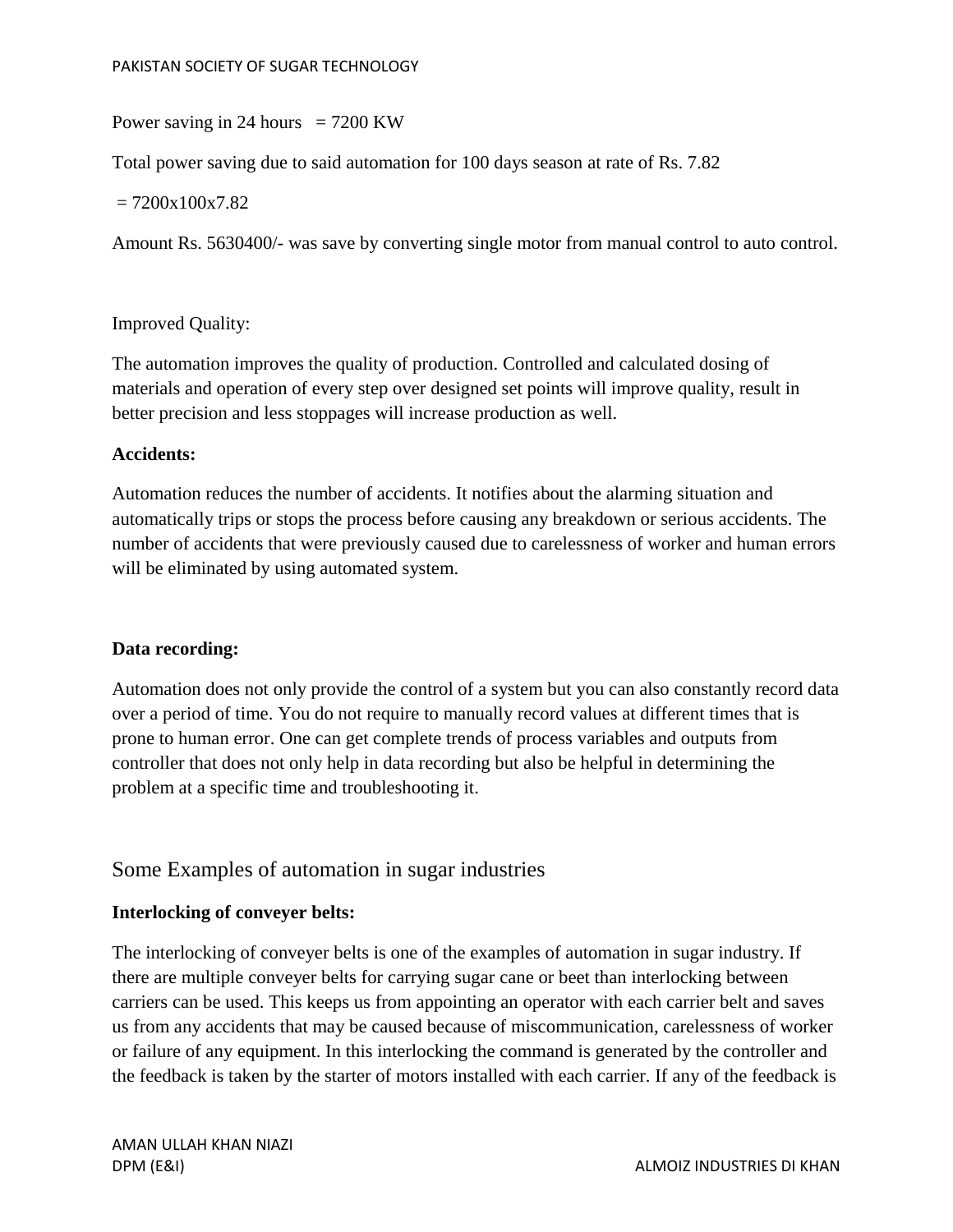Power saving in 24 hours = 7200 KW

Total power saving due to said automation for 100 days season at rate of Rs. 7.82

= 7200x100x7.82

Amount Rs. 5630400/- was save by converting single motor from manual control to auto control.

Improved Quality:

The automation improves the quality of production. Controlled and calculated dosing of materials and operation of every step over designed set points will improve quality, result in better precision and less stoppages will increase production as well.

**Accidents:**

Automation reduces the number of accidents. It notifies about the alarming situation and automatically trips or stops the process before causing any breakdown or serious accidents. The number of accidents that were previously caused due to carelessness of worker and human errors will be eliminated by using automated system.

**Data recording:**

Automation does not only provide the control of a system but you can also constantly record data over a period of time. You do not require to manually record values at different times that is prone to human error. One can get complete trends of process variables and outputs from controller that does not only help in data recording but also be helpful in determining the problem at a specific time and troubleshooting it.

## Some Examples of automation in sugar industries

**Interlocking of conveyer belts:**

The interlocking of conveyer belts is one of the examples of automation in sugar industry. If there are multiple conveyer belts for carrying sugar cane or beet than interlocking between carriers can be used. This keeps us from appointing an operator with each carrier belt and saves us from any accidents that may be caused because of miscommunication, carelessness of worker or failure of any equipment. In this interlocking the command is generated by the controller and the feedback is taken by the starter of motors installed with each carrier. If any of the feedback is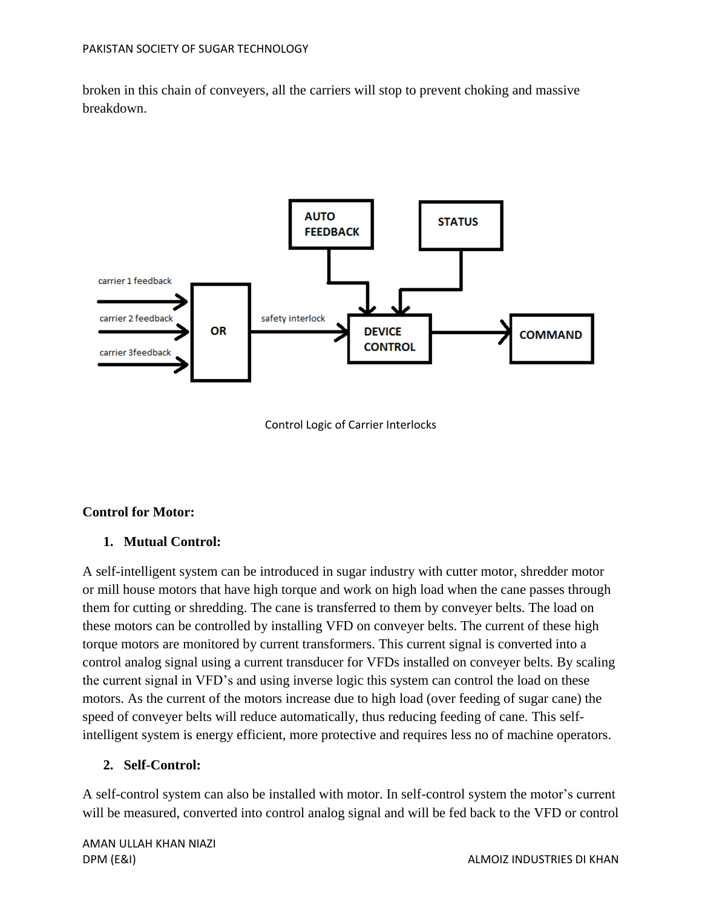broken in this chain of conveyers, all the carriers will stop to prevent choking and massive breakdown.

Control Logic of Carrier Interlocks

**Control for Motor:**

1. **Mutual Control:**

A self-intelligent system can be introduced in sugar industry with cutter motor, shredder motor or mill house motors that have high torque and work on high load when the cane passes through them for cutting or shredding. The cane is transferred to them by conveyer belts. The load on these motors can be controlled by installing VFD on conveyer belts. The current of these high torque motors are monitored by current transformers. This current signal is converted into a control analog signal using a current transducer for VFDs installed on conveyer belts. By scaling the current signal in VFD's and using inverse logic this system can control the load on these motors. As the current of the motors increase due to high load (over feeding of sugar cane) the speed of conveyer belts will reduce automatically, thus reducing feeding of cane. This self-intelligent system is energy efficient, more protective and requires less no of machine operators.

2. **Self-Control:**

A self-control system can also be installed with motor. In self-control system the motor's current will be measured, converted into control analog signal and will be fed back to the VFD or control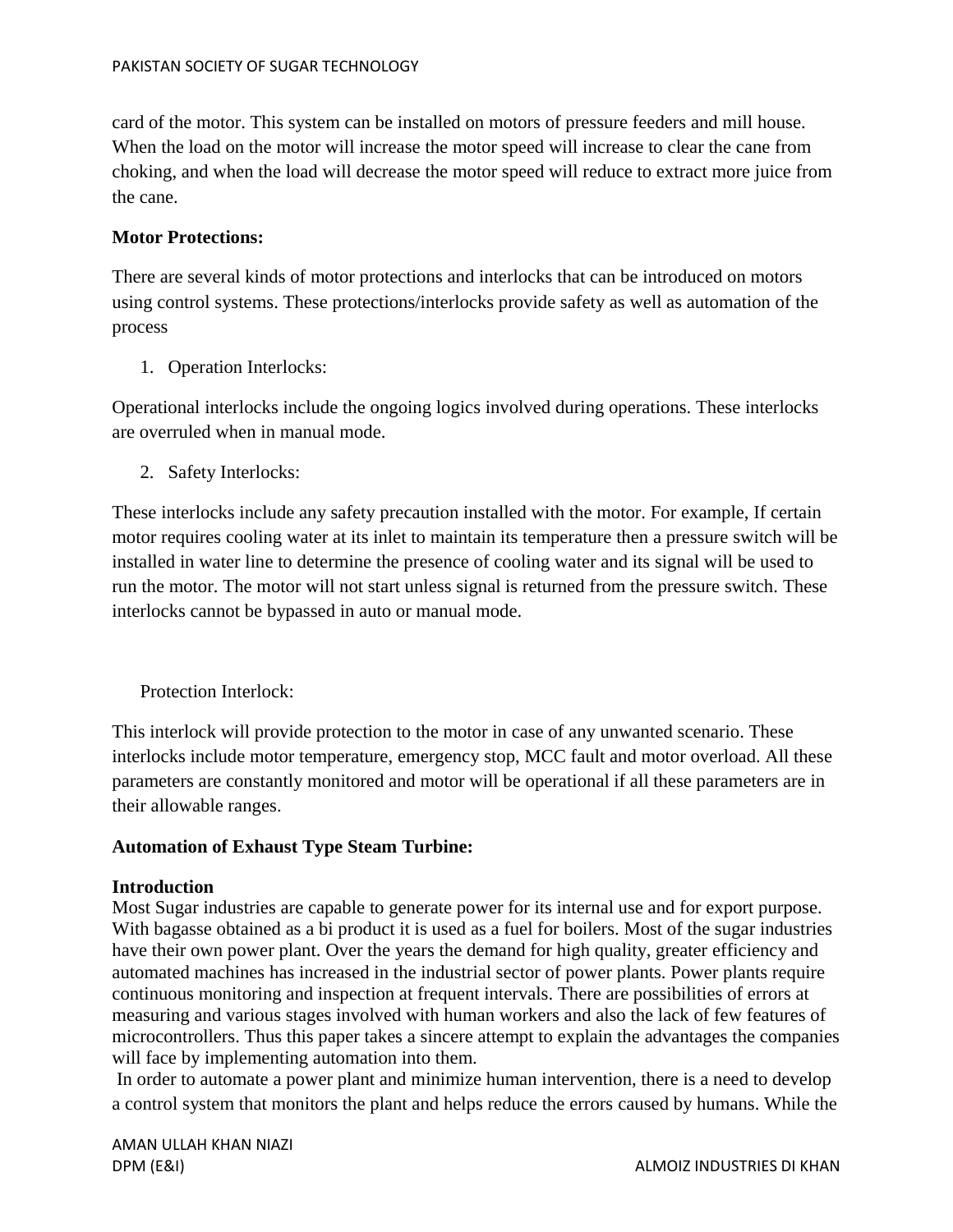card of the motor. This system can be installed on motors of pressure feeders and mill house. When the load on the motor will increase the motor speed will increase to clear the cane from choking, and when the load will decrease the motor speed will reduce to extract more juice from the cane.

**Motor Protections:**

There are several kinds of motor protections and interlocks that can be introduced on motors using control systems. These protections/interlocks provide safety as well as automation of the process

1. Operation Interlocks:

Operational interlocks include the ongoing logics involved during operations. These interlocks are overruled when in manual mode.

2. Safety Interlocks:

These interlocks include any safety precaution installed with the motor. For example, If certain motor requires cooling water at its inlet to maintain its temperature then a pressure switch will be installed in water line to determine the presence of cooling water and its signal will be used to run the motor. The motor will not start unless signal is returned from the pressure switch. These interlocks cannot be bypassed in auto or manual mode.

Protection Interlock:

This interlock will provide protection to the motor in case of any unwanted scenario. These interlocks include motor temperature, emergency stop, MCC fault and motor overload. All these parameters are constantly monitored and motor will be operational if all these parameters are in their allowable ranges.

**Automation of Exhaust Type Steam Turbine:**

**Introduction**

Most Sugar industries are capable to generate power for its internal use and for export purpose. With bagasse obtained as a bi product it is used as a fuel for boilers. Most of the sugar industries have their own power plant. Over the years the demand for high quality, greater efficiency and automated machines has increased in the industrial sector of power plants. Power plants require continuous monitoring and inspection at frequent intervals. There are possibilities of errors at measuring and various stages involved with human workers and also the lack of few features of microcontrollers. Thus this paper takes a sincere attempt to explain the advantages the companies will face by implementing automation into them.

In order to automate a power plant and minimize human intervention, there is a need to develop a control system that monitors the plant and helps reduce the errors caused by humans. While the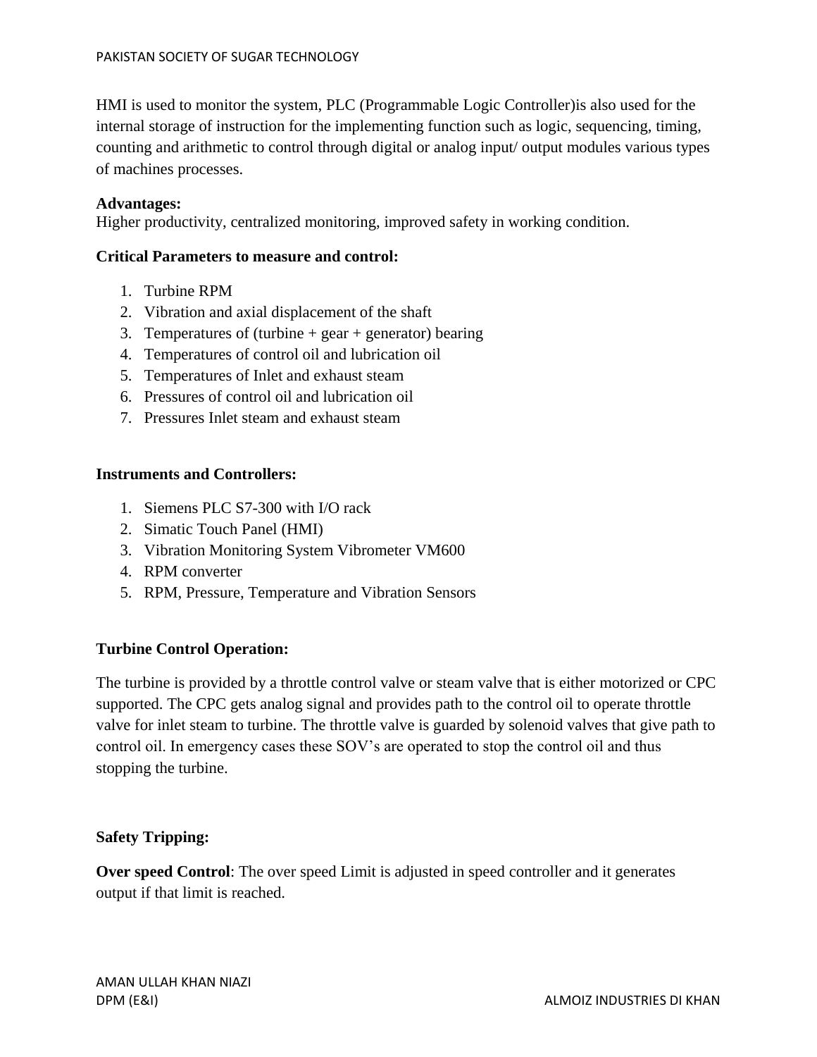HMI is used to monitor the system, PLC (Programmable Logic Controller)is also used for the internal storage of instruction for the implementing function such as logic, sequencing, timing, counting and arithmetic to control through digital or analog input/ output modules various types of machines processes.

**Advantages:**
Higher productivity, centralized monitoring, improved safety in working condition.

**Critical Parameters to measure and control:**

1. Turbine RPM
2. Vibration and axial displacement of the shaft
3. Temperatures of (turbine + gear + generator) bearing
4. Temperatures of control oil and lubrication oil
5. Temperatures of Inlet and exhaust steam
6. Pressures of control oil and lubrication oil
7. Pressures Inlet steam and exhaust steam

**Instruments and Controllers:**

1. Siemens PLC S7-300 with I/O rack
2. Simatic Touch Panel (HMI)
3. Vibration Monitoring System Vibrometer VM600
4. RPM converter
5. RPM, Pressure, Temperature and Vibration Sensors

**Turbine Control Operation:**

The turbine is provided by a throttle control valve or steam valve that is either motorized or CPC supported. The CPC gets analog signal and provides path to the control oil to operate throttle valve for inlet steam to turbine. The throttle valve is guarded by solenoid valves that give path to control oil. In emergency cases these SOV's are operated to stop the control oil and thus stopping the turbine.

**Safety Tripping:**

**Over speed Control**: The over speed Limit is adjusted in speed controller and it generates output if that limit is reached.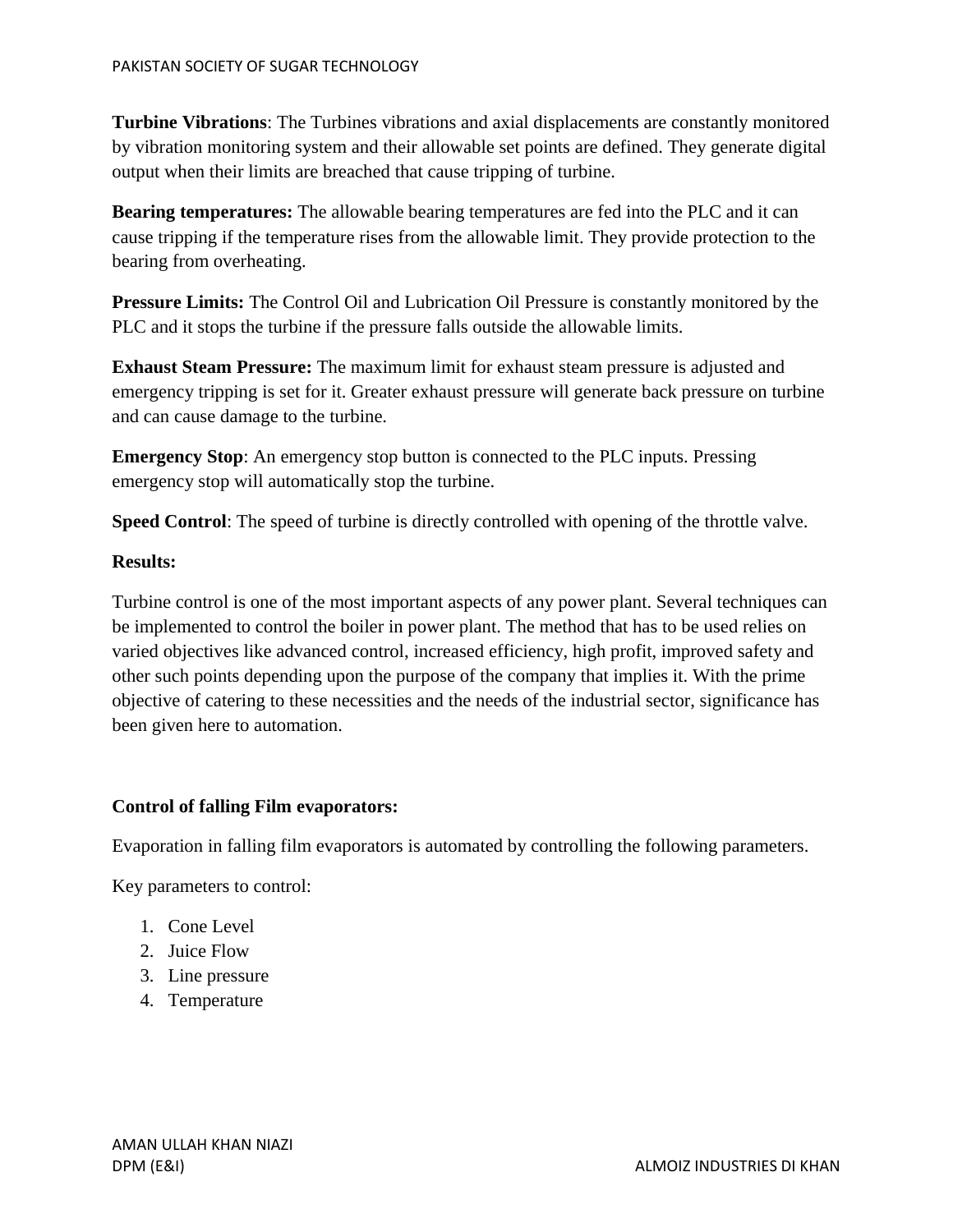**Turbine Vibrations**: The Turbines vibrations and axial displacements are constantly monitored by vibration monitoring system and their allowable set points are defined. They generate digital output when their limits are breached that cause tripping of turbine.

**Bearing temperatures:** The allowable bearing temperatures are fed into the PLC and it can cause tripping if the temperature rises from the allowable limit. They provide protection to the bearing from overheating.

**Pressure Limits:** The Control Oil and Lubrication Oil Pressure is constantly monitored by the PLC and it stops the turbine if the pressure falls outside the allowable limits.

**Exhaust Steam Pressure:** The maximum limit for exhaust steam pressure is adjusted and emergency tripping is set for it. Greater exhaust pressure will generate back pressure on turbine and can cause damage to the turbine.

**Emergency Stop**: An emergency stop button is connected to the PLC inputs. Pressing emergency stop will automatically stop the turbine.

**Speed Control**: The speed of turbine is directly controlled with opening of the throttle valve.

**Results:**

Turbine control is one of the most important aspects of any power plant. Several techniques can be implemented to control the boiler in power plant. The method that has to be used relies on varied objectives like advanced control, increased efficiency, high profit, improved safety and other such points depending upon the purpose of the company that implies it. With the prime objective of catering to these necessities and the needs of the industrial sector, significance has been given here to automation.

**Control of falling Film evaporators:**

Evaporation in falling film evaporators is automated by controlling the following parameters.

Key parameters to control:

1. Cone Level
2. Juice Flow
3. Line pressure
4. Temperature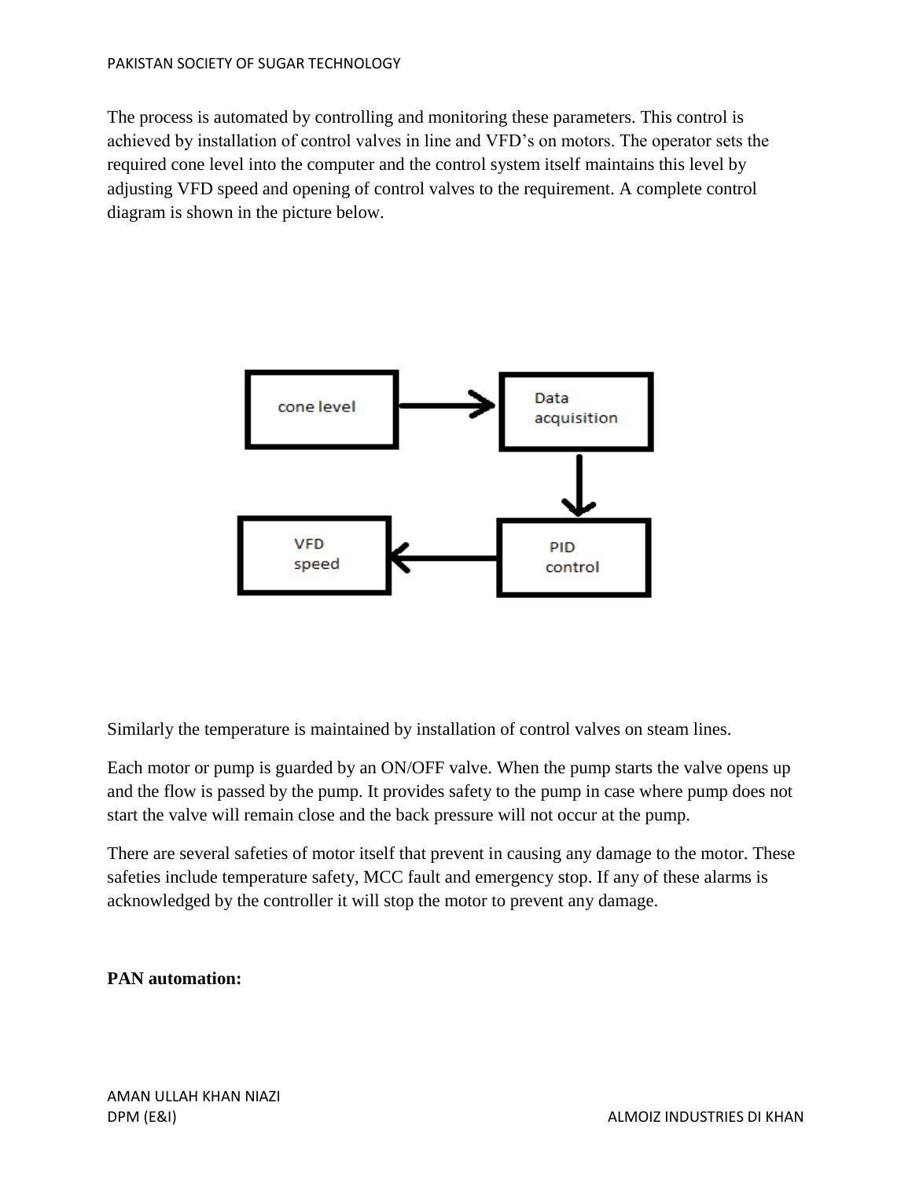The process is automated by controlling and monitoring these parameters. This control is achieved by installation of control valves in line and VFD's on motors. The operator sets the required cone level into the computer and the control system itself maintains this level by adjusting VFD speed and opening of control valves to the requirement. A complete control diagram is shown in the picture below.

Similarly the temperature is maintained by installation of control valves on steam lines.

Each motor or pump is guarded by an ON/OFF valve. When the pump starts the valve opens up and the flow is passed by the pump. It provides safety to the pump in case where pump does not start the valve will remain close and the back pressure will not occur at the pump.

There are several safeties of motor itself that prevent in causing any damage to the motor. These safeties include temperature safety, MCC fault and emergency stop. If any of these alarms is acknowledged by the controller it will stop the motor to prevent any damage.

**PAN automation:**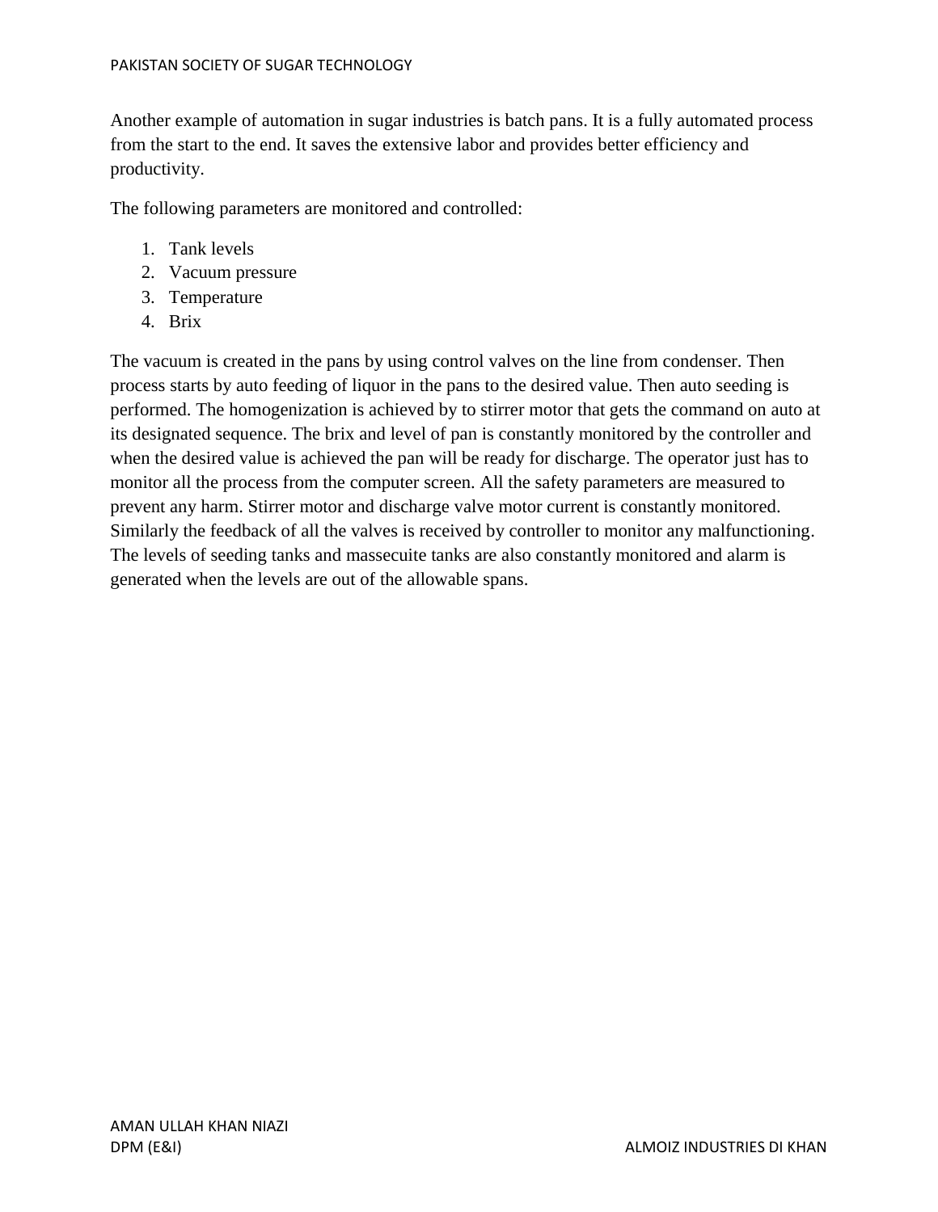Another example of automation in sugar industries is batch pans. It is a fully automated process from the start to the end. It saves the extensive labor and provides better efficiency and productivity.

The following parameters are monitored and controlled:

1. Tank levels
2. Vacuum pressure
3. Temperature
4. Brix

The vacuum is created in the pans by using control valves on the line from condenser. Then process starts by auto feeding of liquor in the pans to the desired value. Then auto seeding is performed. The homogenization is achieved by to stirrer motor that gets the command on auto at its designated sequence. The brix and level of pan is constantly monitored by the controller and when the desired value is achieved the pan will be ready for discharge. The operator just has to monitor all the process from the computer screen. All the safety parameters are measured to prevent any harm. Stirrer motor and discharge valve motor current is constantly monitored. Similarly the feedback of all the valves is received by controller to monitor any malfunctioning. The levels of seeding tanks and massecuite tanks are also constantly monitored and alarm is generated when the levels are out of the allowable spans.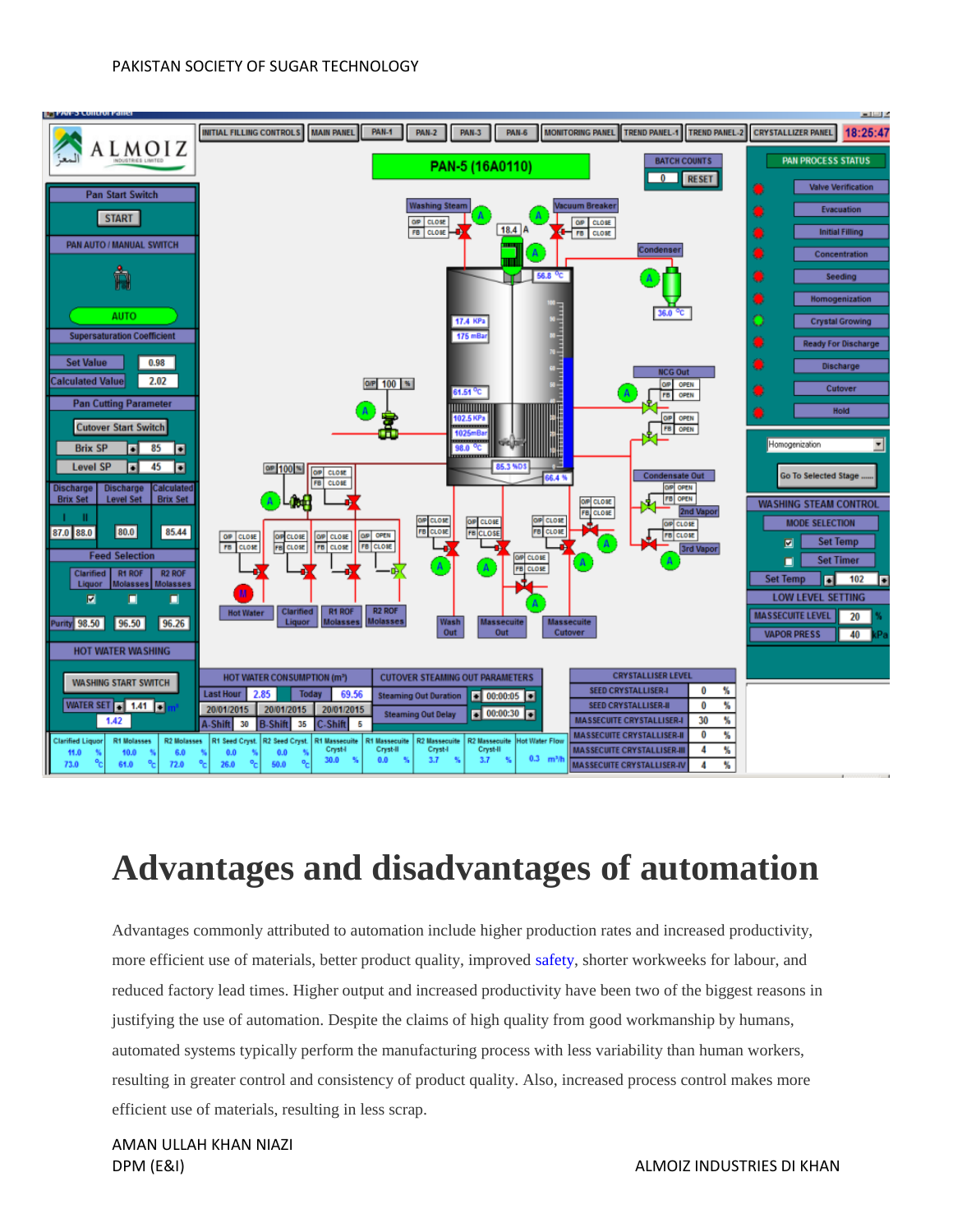# Advantages and disadvantages of automation

Advantages commonly attributed to automation include higher production rates and increased productivity, more efficient use of materials, better product quality, improved safety, shorter workweeks for labour, and reduced factory lead times. Higher output and increased productivity have been two of the biggest reasons in justifying the use of automation. Despite the claims of high quality from good workmanship by humans, automated systems typically perform the manufacturing process with less variability than human workers, resulting in greater control and consistency of product quality. Also, increased process control makes more efficient use of materials, resulting in less scrap.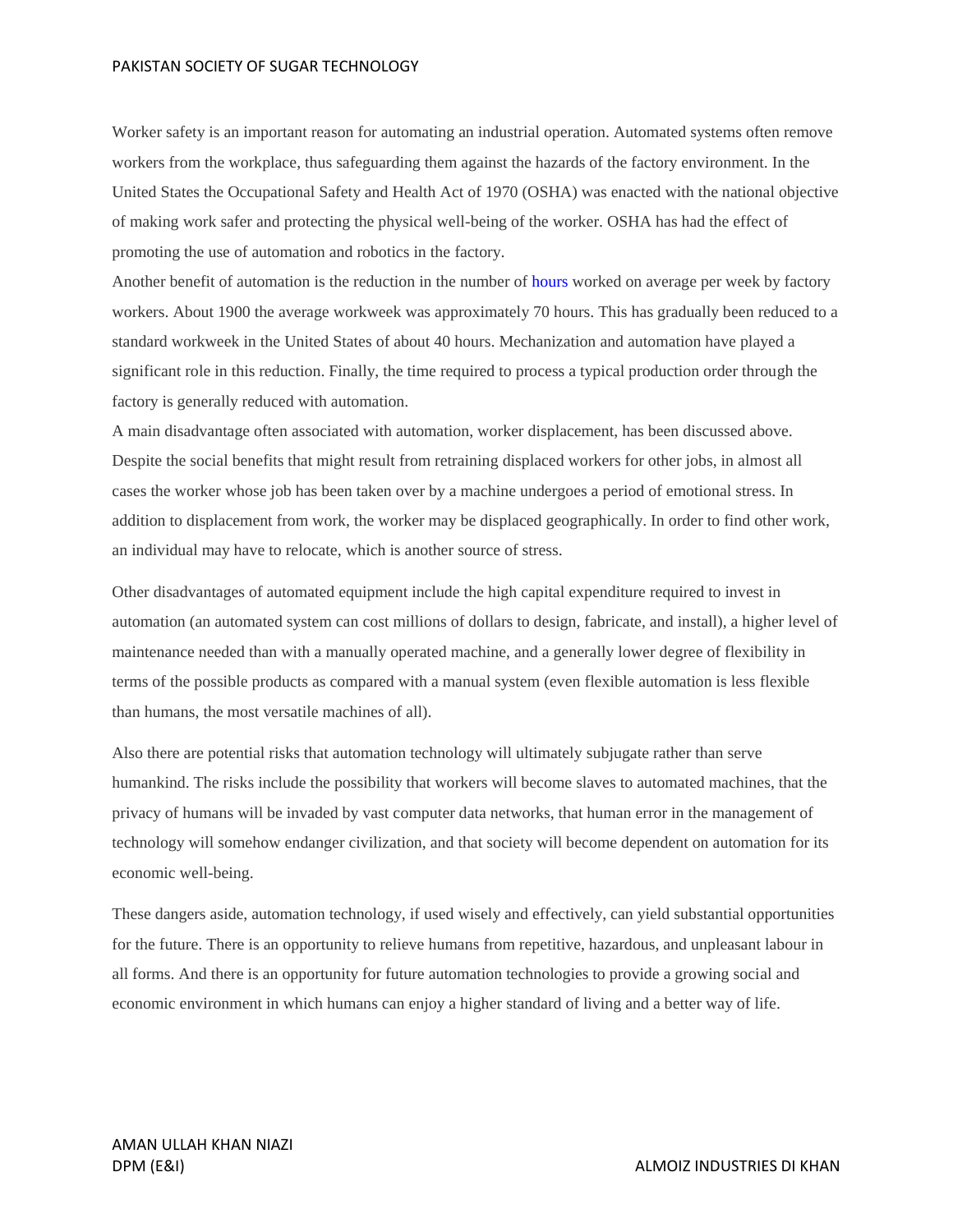Worker safety is an important reason for automating an industrial operation. Automated systems often remove workers from the workplace, thus safeguarding them against the hazards of the factory environment. In the United States the Occupational Safety and Health Act of 1970 (OSHA) was enacted with the national objective of making work safer and protecting the physical well-being of the worker. OSHA has had the effect of promoting the use of automation and robotics in the factory.

Another benefit of automation is the reduction in the number of hours worked on average per week by factory workers. About 1900 the average workweek was approximately 70 hours. This has gradually been reduced to a standard workweek in the United States of about 40 hours. Mechanization and automation have played a significant role in this reduction. Finally, the time required to process a typical production order through the factory is generally reduced with automation.

A main disadvantage often associated with automation, worker displacement, has been discussed above. Despite the social benefits that might result from retraining displaced workers for other jobs, in almost all cases the worker whose job has been taken over by a machine undergoes a period of emotional stress. In addition to displacement from work, the worker may be displaced geographically. In order to find other work, an individual may have to relocate, which is another source of stress.

Other disadvantages of automated equipment include the high capital expenditure required to invest in automation (an automated system can cost millions of dollars to design, fabricate, and install), a higher level of maintenance needed than with a manually operated machine, and a generally lower degree of flexibility in terms of the possible products as compared with a manual system (even flexible automation is less flexible than humans, the most versatile machines of all).

Also there are potential risks that automation technology will ultimately subjugate rather than serve humankind. The risks include the possibility that workers will become slaves to automated machines, that the privacy of humans will be invaded by vast computer data networks, that human error in the management of technology will somehow endanger civilization, and that society will become dependent on automation for its economic well-being.

These dangers aside, automation technology, if used wisely and effectively, can yield substantial opportunities for the future. There is an opportunity to relieve humans from repetitive, hazardous, and unpleasant labour in all forms. And there is an opportunity for future automation technologies to provide a growing social and economic environment in which humans can enjoy a higher standard of living and a better way of life.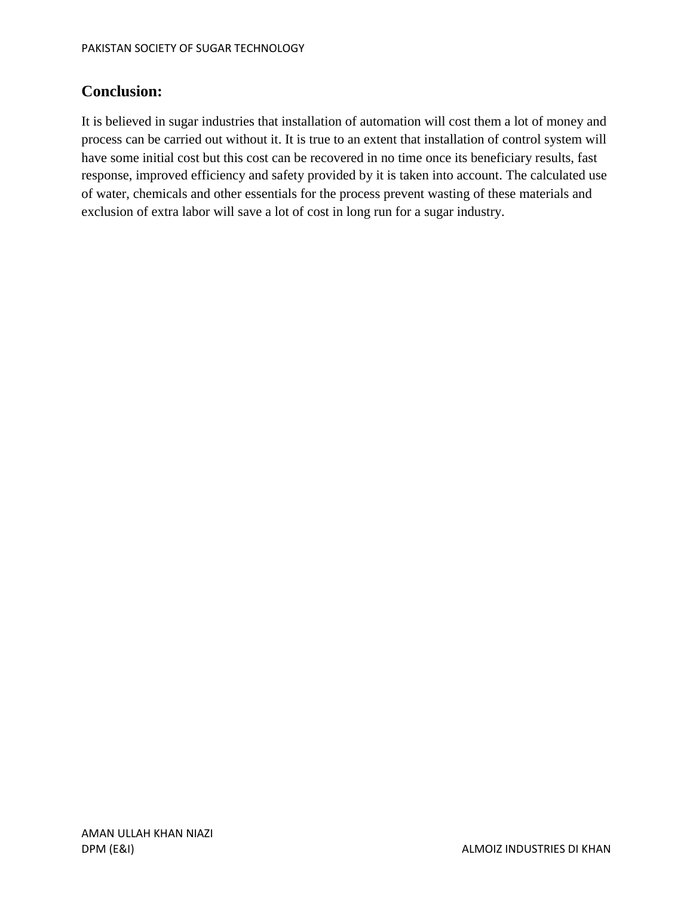## Conclusion:

It is believed in sugar industries that installation of automation will cost them a lot of money and process can be carried out without it. It is true to an extent that installation of control system will have some initial cost but this cost can be recovered in no time once its beneficiary results, fast response, improved efficiency and safety provided by it is taken into account. The calculated use of water, chemicals and other essentials for the process prevent wasting of these materials and exclusion of extra labor will save a lot of cost in long run for a sugar industry.